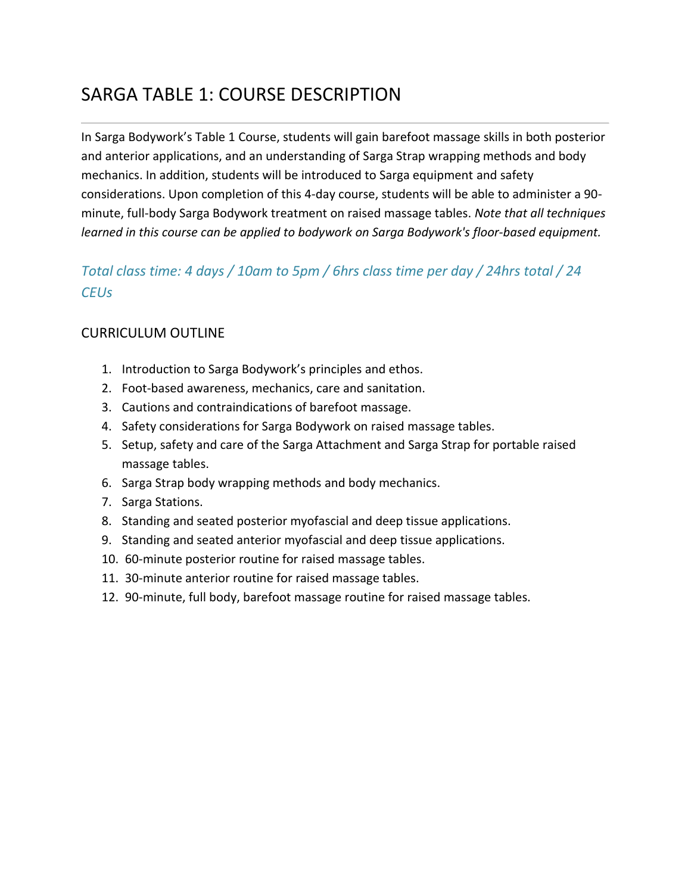# SARGA TABLE 1: COURSE DESCRIPTION

---

In Sarga Bodywork's Table 1 Course, students will gain barefoot massage skills in both posterior and anterior applications, and an understanding of Sarga Strap wrapping methods and body mechanics. In addition, students will be introduced to Sarga equipment and safety considerations. Upon completion of this 4-day course, students will be able to administer a 90-minute, full-body Sarga Bodywork treatment on raised massage tables. *Note that all techniques learned in this course can be applied to bodywork on Sarga Bodywork's floor-based equipment.*

*Total class time: 4 days / 10am to 5pm / 6hrs class time per day / 24hrs total / 24 CEUs*

## CURRICULUM OUTLINE

1. Introduction to Sarga Bodywork's principles and ethos.
2. Foot-based awareness, mechanics, care and sanitation.
3. Cautions and contraindications of barefoot massage.
4. Safety considerations for Sarga Bodywork on raised massage tables.
5. Setup, safety and care of the Sarga Attachment and Sarga Strap for portable raised massage tables.
6. Sarga Strap body wrapping methods and body mechanics.
7. Sarga Stations.
8. Standing and seated posterior myofascial and deep tissue applications.
9. Standing and seated anterior myofascial and deep tissue applications.
10. 60-minute posterior routine for raised massage tables.
11. 30-minute anterior routine for raised massage tables.
12. 90-minute, full body, barefoot massage routine for raised massage tables.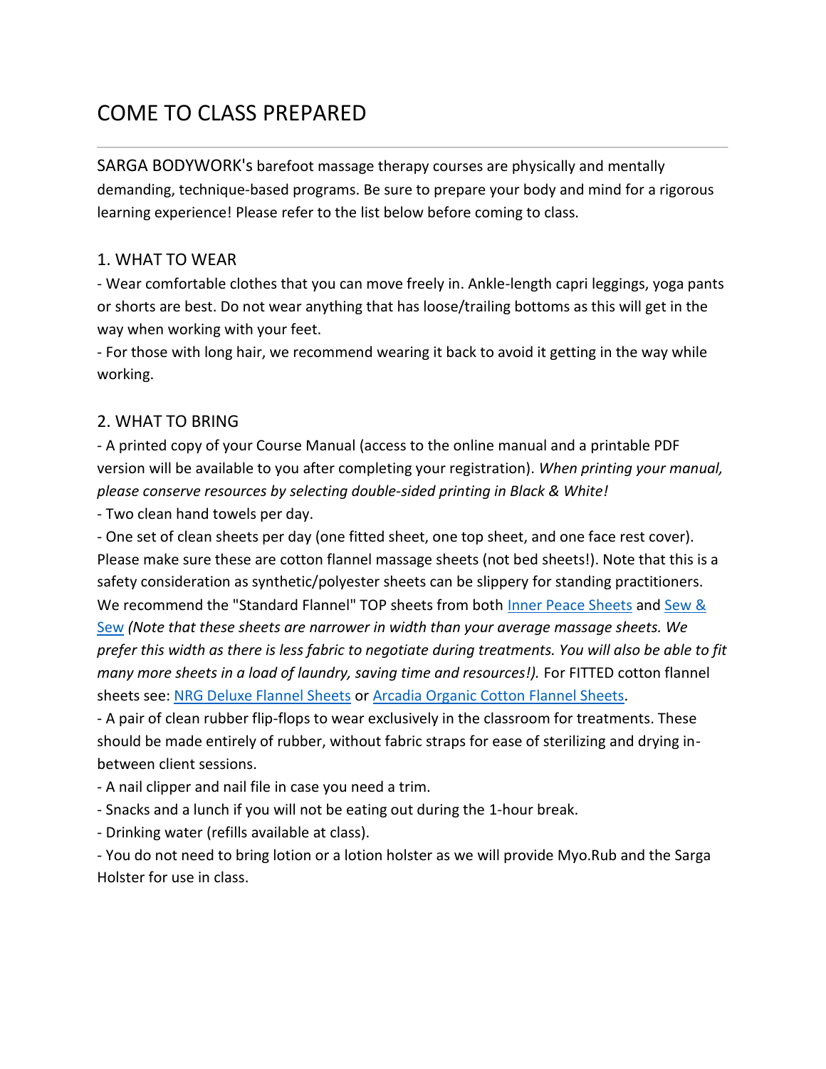# COME TO CLASS PREPARED

SARGA BODYWORK's barefoot massage therapy courses are physically and mentally demanding, technique-based programs. Be sure to prepare your body and mind for a rigorous learning experience! Please refer to the list below before coming to class.

## 1. WHAT TO WEAR

- Wear comfortable clothes that you can move freely in. Ankle-length capri leggings, yoga pants or shorts are best. Do not wear anything that has loose/trailing bottoms as this will get in the way when working with your feet.
- For those with long hair, we recommend wearing it back to avoid it getting in the way while working.

## 2. WHAT TO BRING

- A printed copy of your Course Manual (access to the online manual and a printable PDF version will be available to you after completing your registration). *When printing your manual, please conserve resources by selecting double-sided printing in Black & White!*
- Two clean hand towels per day.
- One set of clean sheets per day (one fitted sheet, one top sheet, and one face rest cover). Please make sure these are cotton flannel massage sheets (not bed sheets!). Note that this is a safety consideration as synthetic/polyester sheets can be slippery for standing practitioners. We recommend the "Standard Flannel" TOP sheets from both Inner Peace Sheets and Sew & Sew *(Note that these sheets are narrower in width than your average massage sheets. We prefer this width as there is less fabric to negotiate during treatments. You will also be able to fit many more sheets in a load of laundry, saving time and resources!).* For FITTED cotton flannel sheets see: NRG Deluxe Flannel Sheets or Arcadia Organic Cotton Flannel Sheets.
- A pair of clean rubber flip-flops to wear exclusively in the classroom for treatments. These should be made entirely of rubber, without fabric straps for ease of sterilizing and drying in-between client sessions.
- A nail clipper and nail file in case you need a trim.
- Snacks and a lunch if you will not be eating out during the 1-hour break.
- Drinking water (refills available at class).
- You do not need to bring lotion or a lotion holster as we will provide Myo.Rub and the Sarga Holster for use in class.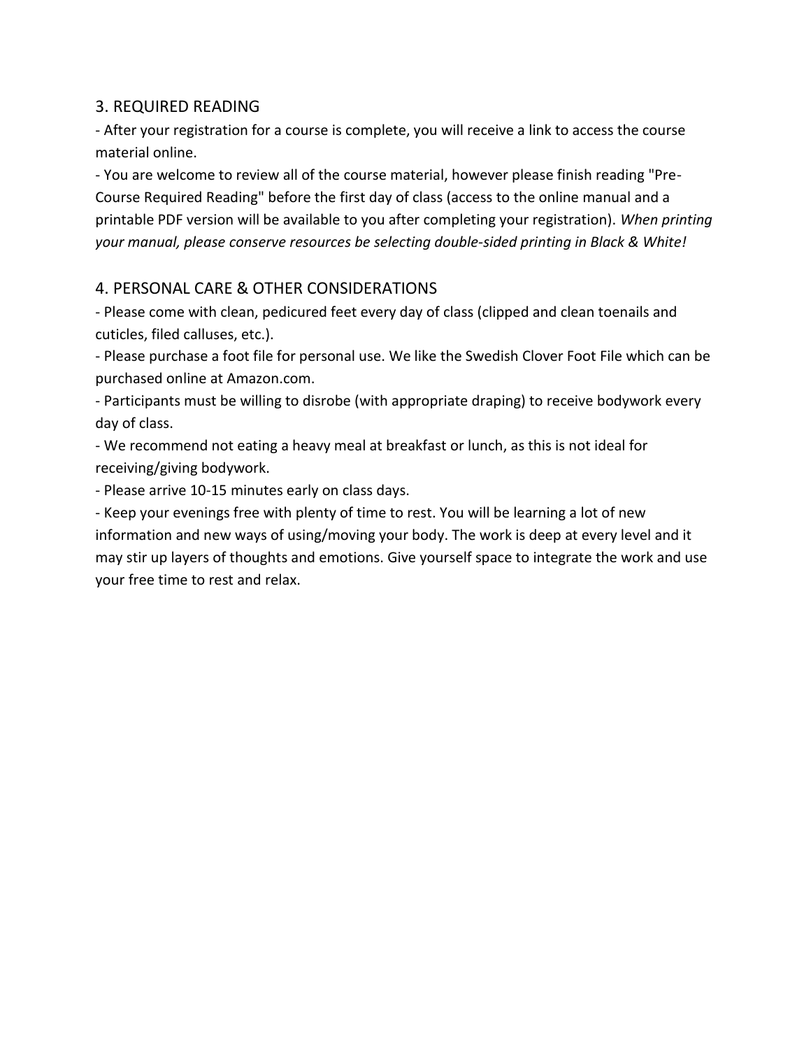## 3. REQUIRED READING

- After your registration for a course is complete, you will receive a link to access the course material online.
- You are welcome to review all of the course material, however please finish reading "Pre-Course Required Reading" before the first day of class (access to the online manual and a printable PDF version will be available to you after completing your registration). *When printing your manual, please conserve resources be selecting double-sided printing in Black & White!*

## 4. PERSONAL CARE & OTHER CONSIDERATIONS

- Please come with clean, pedicured feet every day of class (clipped and clean toenails and cuticles, filed calluses, etc.).
- Please purchase a foot file for personal use. We like the Swedish Clover Foot File which can be purchased online at Amazon.com.
- Participants must be willing to disrobe (with appropriate draping) to receive bodywork every day of class.
- We recommend not eating a heavy meal at breakfast or lunch, as this is not ideal for receiving/giving bodywork.
- Please arrive 10-15 minutes early on class days.
- Keep your evenings free with plenty of time to rest. You will be learning a lot of new information and new ways of using/moving your body. The work is deep at every level and it may stir up layers of thoughts and emotions. Give yourself space to integrate the work and use your free time to rest and relax.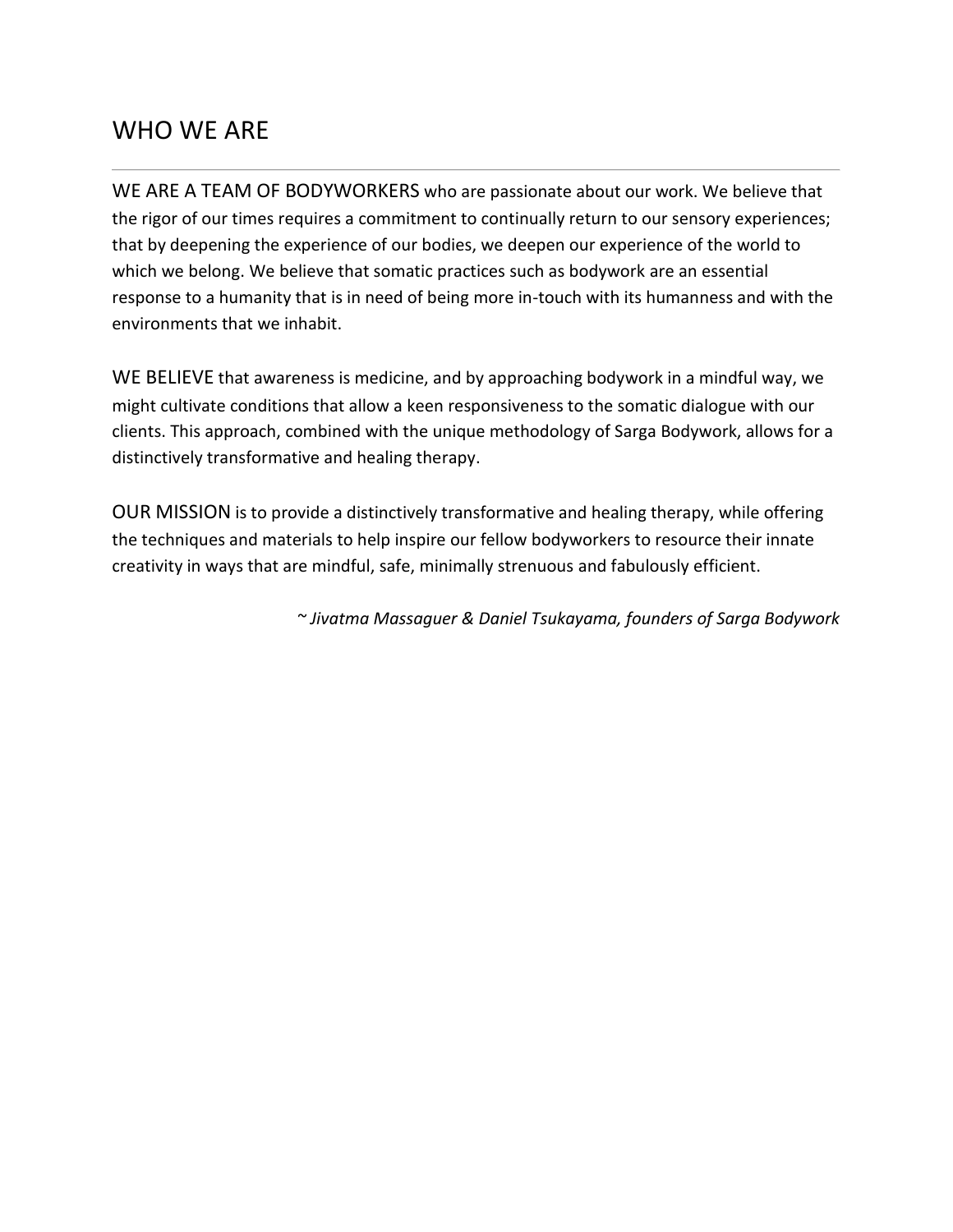## WHO WE ARE

---

WE ARE A TEAM OF BODYWORKERS who are passionate about our work. We believe that the rigor of our times requires a commitment to continually return to our sensory experiences; that by deepening the experience of our bodies, we deepen our experience of the world to which we belong. We believe that somatic practices such as bodywork are an essential response to a humanity that is in need of being more in-touch with its humanness and with the environments that we inhabit.

WE BELIEVE that awareness is medicine, and by approaching bodywork in a mindful way, we might cultivate conditions that allow a keen responsiveness to the somatic dialogue with our clients. This approach, combined with the unique methodology of Sarga Bodywork, allows for a distinctively transformative and healing therapy.

OUR MISSION is to provide a distinctively transformative and healing therapy, while offering the techniques and materials to help inspire our fellow bodyworkers to resource their innate creativity in ways that are mindful, safe, minimally strenuous and fabulously efficient.

*~ Jivatma Massaguer & Daniel Tsukayama, founders of Sarga Bodywork*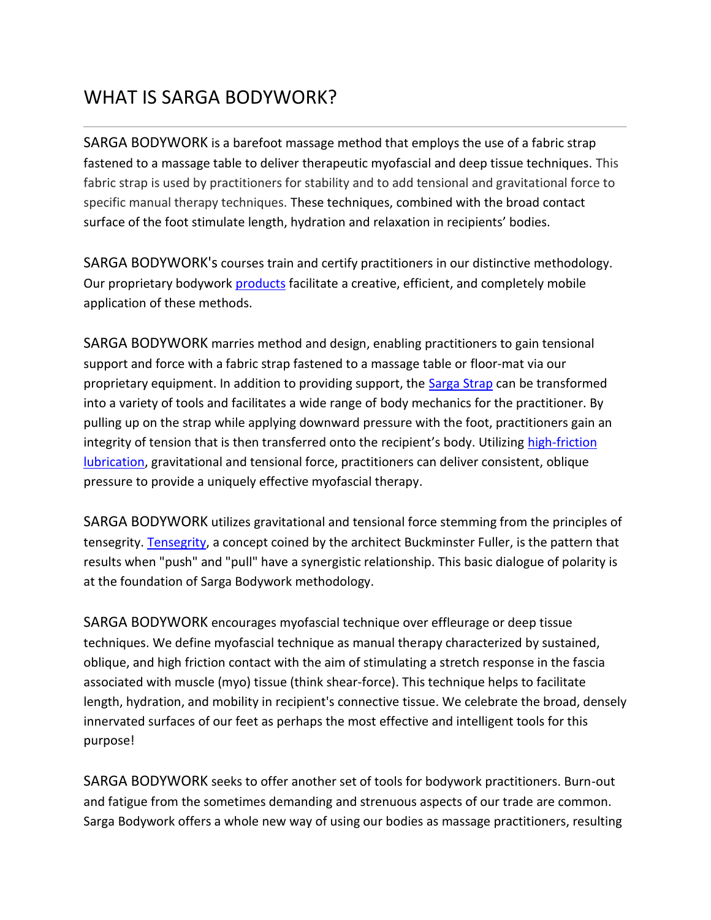# WHAT IS SARGA BODYWORK?

---

SARGA BODYWORK is a barefoot massage method that employs the use of a fabric strap fastened to a massage table to deliver therapeutic myofascial and deep tissue techniques. This fabric strap is used by practitioners for stability and to add tensional and gravitational force to specific manual therapy techniques. These techniques, combined with the broad contact surface of the foot stimulate length, hydration and relaxation in recipients' bodies.

SARGA BODYWORK's courses train and certify practitioners in our distinctive methodology. Our proprietary bodywork products facilitate a creative, efficient, and completely mobile application of these methods.

SARGA BODYWORK marries method and design, enabling practitioners to gain tensional support and force with a fabric strap fastened to a massage table or floor-mat via our proprietary equipment. In addition to providing support, the Sarga Strap can be transformed into a variety of tools and facilitates a wide range of body mechanics for the practitioner. By pulling up on the strap while applying downward pressure with the foot, practitioners gain an integrity of tension that is then transferred onto the recipient's body. Utilizing high-friction lubrication, gravitational and tensional force, practitioners can deliver consistent, oblique pressure to provide a uniquely effective myofascial therapy.

SARGA BODYWORK utilizes gravitational and tensional force stemming from the principles of tensegrity. Tensegrity, a concept coined by the architect Buckminster Fuller, is the pattern that results when "push" and "pull" have a synergistic relationship. This basic dialogue of polarity is at the foundation of Sarga Bodywork methodology.

SARGA BODYWORK encourages myofascial technique over effleurage or deep tissue techniques. We define myofascial technique as manual therapy characterized by sustained, oblique, and high friction contact with the aim of stimulating a stretch response in the fascia associated with muscle (myo) tissue (think shear-force). This technique helps to facilitate length, hydration, and mobility in recipient's connective tissue. We celebrate the broad, densely innervated surfaces of our feet as perhaps the most effective and intelligent tools for this purpose!

SARGA BODYWORK seeks to offer another set of tools for bodywork practitioners. Burn-out and fatigue from the sometimes demanding and strenuous aspects of our trade are common. Sarga Bodywork offers a whole new way of using our bodies as massage practitioners, resulting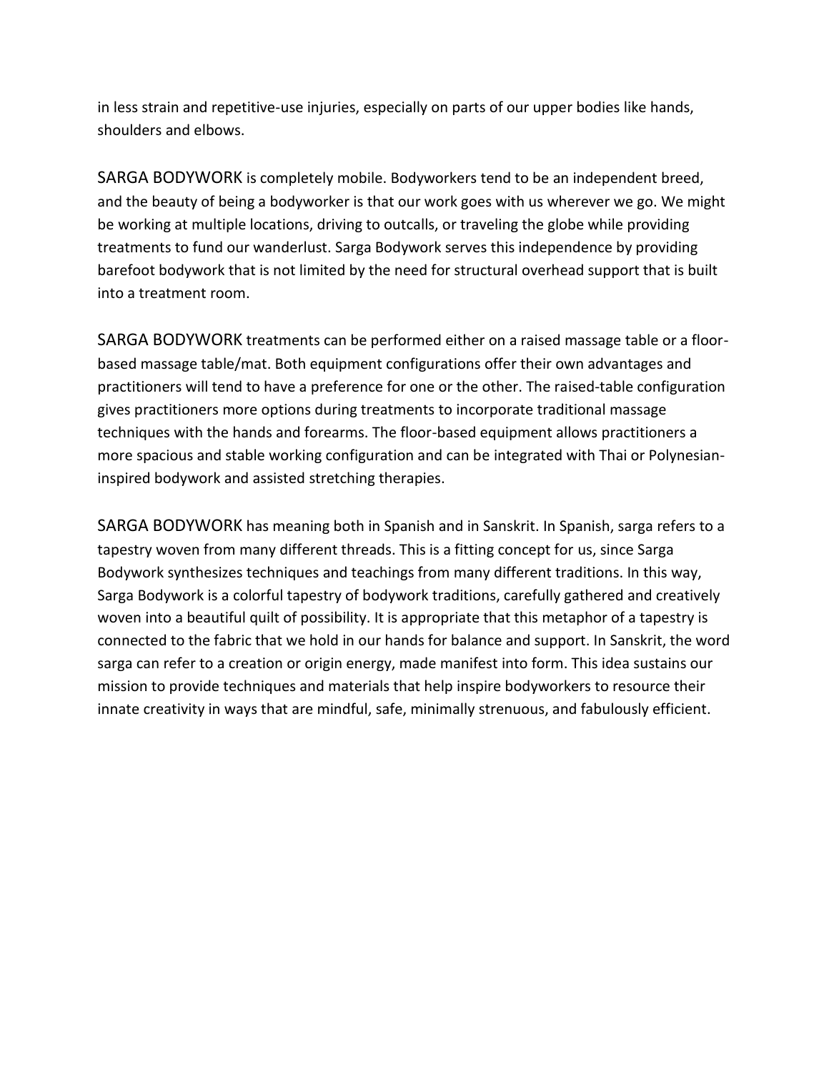in less strain and repetitive-use injuries, especially on parts of our upper bodies like hands, shoulders and elbows.

SARGA BODYWORK is completely mobile. Bodyworkers tend to be an independent breed, and the beauty of being a bodyworker is that our work goes with us wherever we go. We might be working at multiple locations, driving to outcalls, or traveling the globe while providing treatments to fund our wanderlust. Sarga Bodywork serves this independence by providing barefoot bodywork that is not limited by the need for structural overhead support that is built into a treatment room.

SARGA BODYWORK treatments can be performed either on a raised massage table or a floor-based massage table/mat. Both equipment configurations offer their own advantages and practitioners will tend to have a preference for one or the other. The raised-table configuration gives practitioners more options during treatments to incorporate traditional massage techniques with the hands and forearms. The floor-based equipment allows practitioners a more spacious and stable working configuration and can be integrated with Thai or Polynesian-inspired bodywork and assisted stretching therapies.

SARGA BODYWORK has meaning both in Spanish and in Sanskrit. In Spanish, sarga refers to a tapestry woven from many different threads. This is a fitting concept for us, since Sarga Bodywork synthesizes techniques and teachings from many different traditions. In this way, Sarga Bodywork is a colorful tapestry of bodywork traditions, carefully gathered and creatively woven into a beautiful quilt of possibility. It is appropriate that this metaphor of a tapestry is connected to the fabric that we hold in our hands for balance and support. In Sanskrit, the word sarga can refer to a creation or origin energy, made manifest into form. This idea sustains our mission to provide techniques and materials that help inspire bodyworkers to resource their innate creativity in ways that are mindful, safe, minimally strenuous, and fabulously efficient.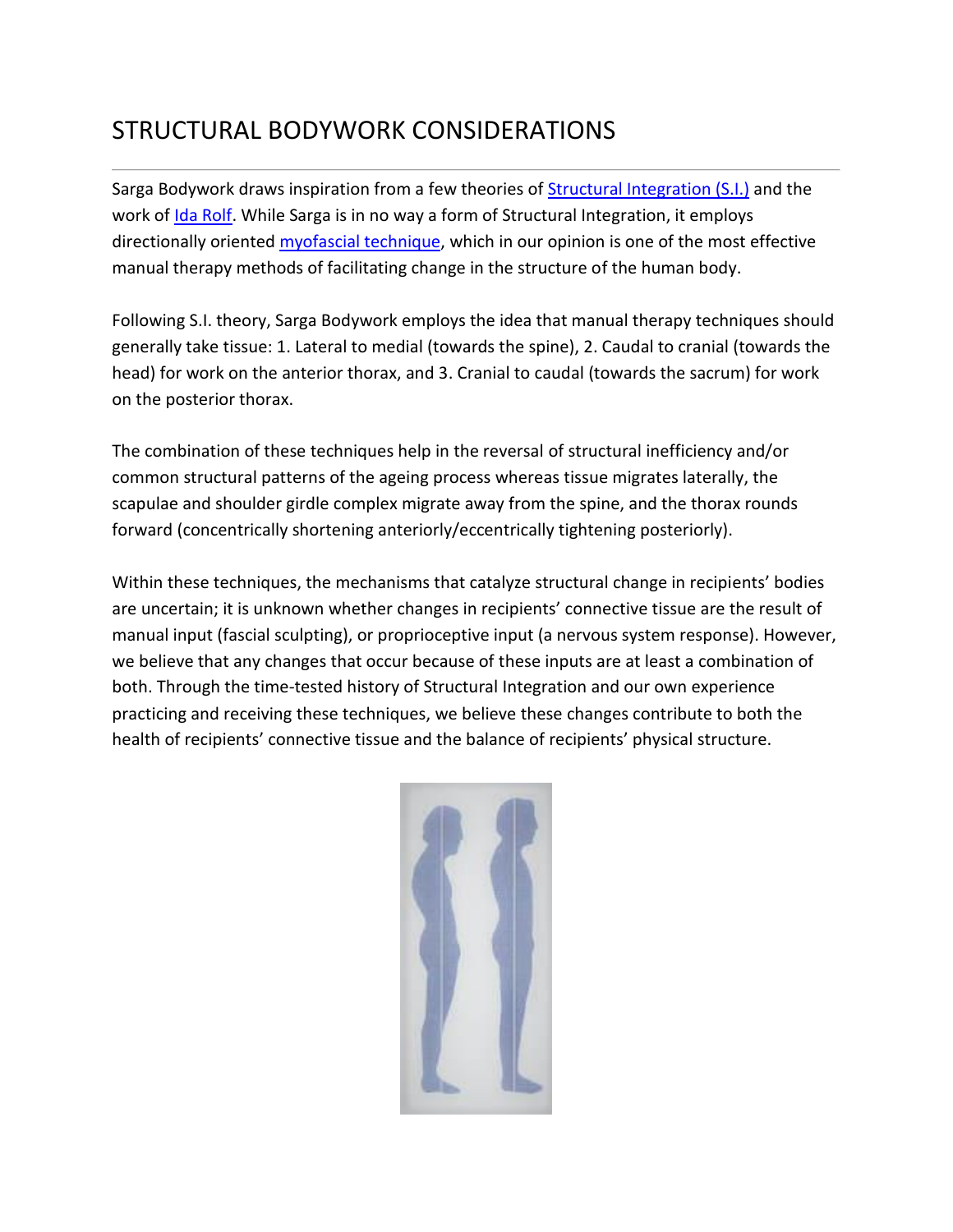# STRUCTURAL BODYWORK CONSIDERATIONS

Sarga Bodywork draws inspiration from a few theories of Structural Integration (S.I.) and the work of Ida Rolf. While Sarga is in no way a form of Structural Integration, it employs directionally oriented myofascial technique, which in our opinion is one of the most effective manual therapy methods of facilitating change in the structure of the human body.

Following S.I. theory, Sarga Bodywork employs the idea that manual therapy techniques should generally take tissue: 1. Lateral to medial (towards the spine), 2. Caudal to cranial (towards the head) for work on the anterior thorax, and 3. Cranial to caudal (towards the sacrum) for work on the posterior thorax.

The combination of these techniques help in the reversal of structural inefficiency and/or common structural patterns of the ageing process whereas tissue migrates laterally, the scapulae and shoulder girdle complex migrate away from the spine, and the thorax rounds forward (concentrically shortening anteriorly/eccentrically tightening posteriorly).

Within these techniques, the mechanisms that catalyze structural change in recipients' bodies are uncertain; it is unknown whether changes in recipients' connective tissue are the result of manual input (fascial sculpting), or proprioceptive input (a nervous system response). However, we believe that any changes that occur because of these inputs are at least a combination of both. Through the time-tested history of Structural Integration and our own experience practicing and receiving these techniques, we believe these changes contribute to both the health of recipients' connective tissue and the balance of recipients' physical structure.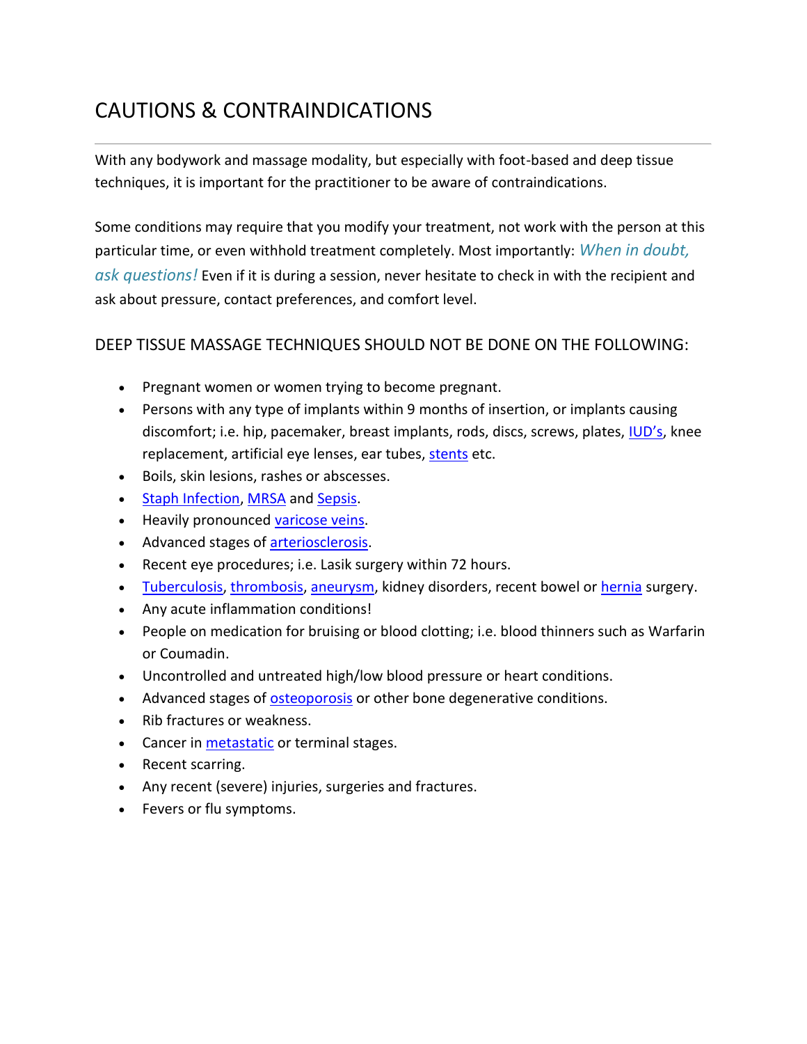# CAUTIONS & CONTRAINDICATIONS

---

With any bodywork and massage modality, but especially with foot-based and deep tissue techniques, it is important for the practitioner to be aware of contraindications.

Some conditions may require that you modify your treatment, not work with the person at this particular time, or even withhold treatment completely. Most importantly: *When in doubt, ask questions!* Even if it is during a session, never hesitate to check in with the recipient and ask about pressure, contact preferences, and comfort level.

## DEEP TISSUE MASSAGE TECHNIQUES SHOULD NOT BE DONE ON THE FOLLOWING:

- Pregnant women or women trying to become pregnant.
- Persons with any type of implants within 9 months of insertion, or implants causing discomfort; i.e. hip, pacemaker, breast implants, rods, discs, screws, plates, IUD's, knee replacement, artificial eye lenses, ear tubes, stents etc.
- Boils, skin lesions, rashes or abscesses.
- Staph Infection, MRSA and Sepsis.
- Heavily pronounced varicose veins.
- Advanced stages of arteriosclerosis.
- Recent eye procedures; i.e. Lasik surgery within 72 hours.
- Tuberculosis, thrombosis, aneurysm, kidney disorders, recent bowel or hernia surgery.
- Any acute inflammation conditions!
- People on medication for bruising or blood clotting; i.e. blood thinners such as Warfarin or Coumadin.
- Uncontrolled and untreated high/low blood pressure or heart conditions.
- Advanced stages of osteoporosis or other bone degenerative conditions.
- Rib fractures or weakness.
- Cancer in metastatic or terminal stages.
- Recent scarring.
- Any recent (severe) injuries, surgeries and fractures.
- Fevers or flu symptoms.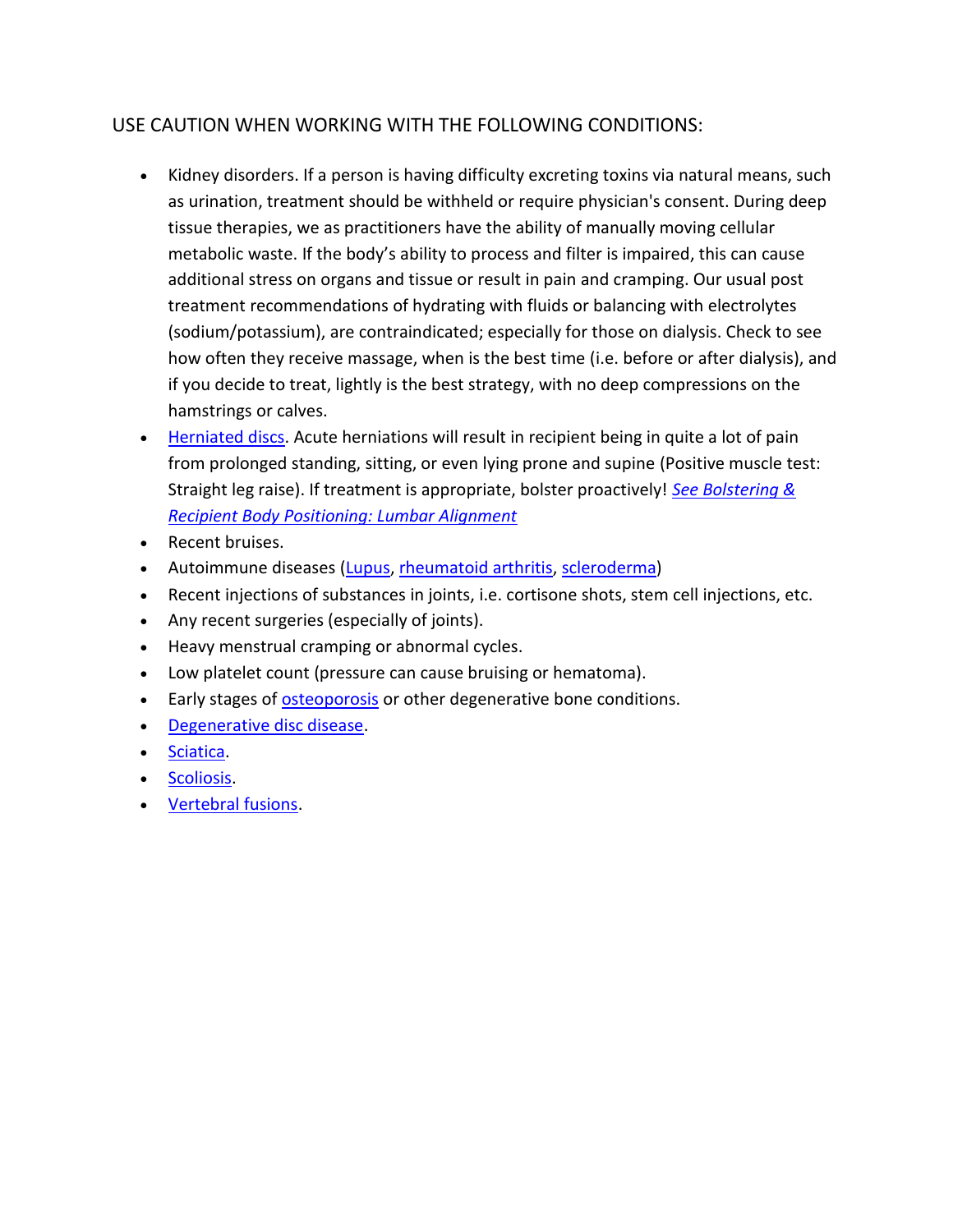USE CAUTION WHEN WORKING WITH THE FOLLOWING CONDITIONS:

- Kidney disorders. If a person is having difficulty excreting toxins via natural means, such as urination, treatment should be withheld or require physician's consent. During deep tissue therapies, we as practitioners have the ability of manually moving cellular metabolic waste. If the body's ability to process and filter is impaired, this can cause additional stress on organs and tissue or result in pain and cramping. Our usual post treatment recommendations of hydrating with fluids or balancing with electrolytes (sodium/potassium), are contraindicated; especially for those on dialysis. Check to see how often they receive massage, when is the best time (i.e. before or after dialysis), and if you decide to treat, lightly is the best strategy, with no deep compressions on the hamstrings or calves.
- Herniated discs. Acute herniations will result in recipient being in quite a lot of pain from prolonged standing, sitting, or even lying prone and supine (Positive muscle test: Straight leg raise). If treatment is appropriate, bolster proactively! *See Bolstering & Recipient Body Positioning: Lumbar Alignment*
- Recent bruises.
- Autoimmune diseases (Lupus, rheumatoid arthritis, scleroderma)
- Recent injections of substances in joints, i.e. cortisone shots, stem cell injections, etc.
- Any recent surgeries (especially of joints).
- Heavy menstrual cramping or abnormal cycles.
- Low platelet count (pressure can cause bruising or hematoma).
- Early stages of osteoporosis or other degenerative bone conditions.
- Degenerative disc disease.
- Sciatica.
- Scoliosis.
- Vertebral fusions.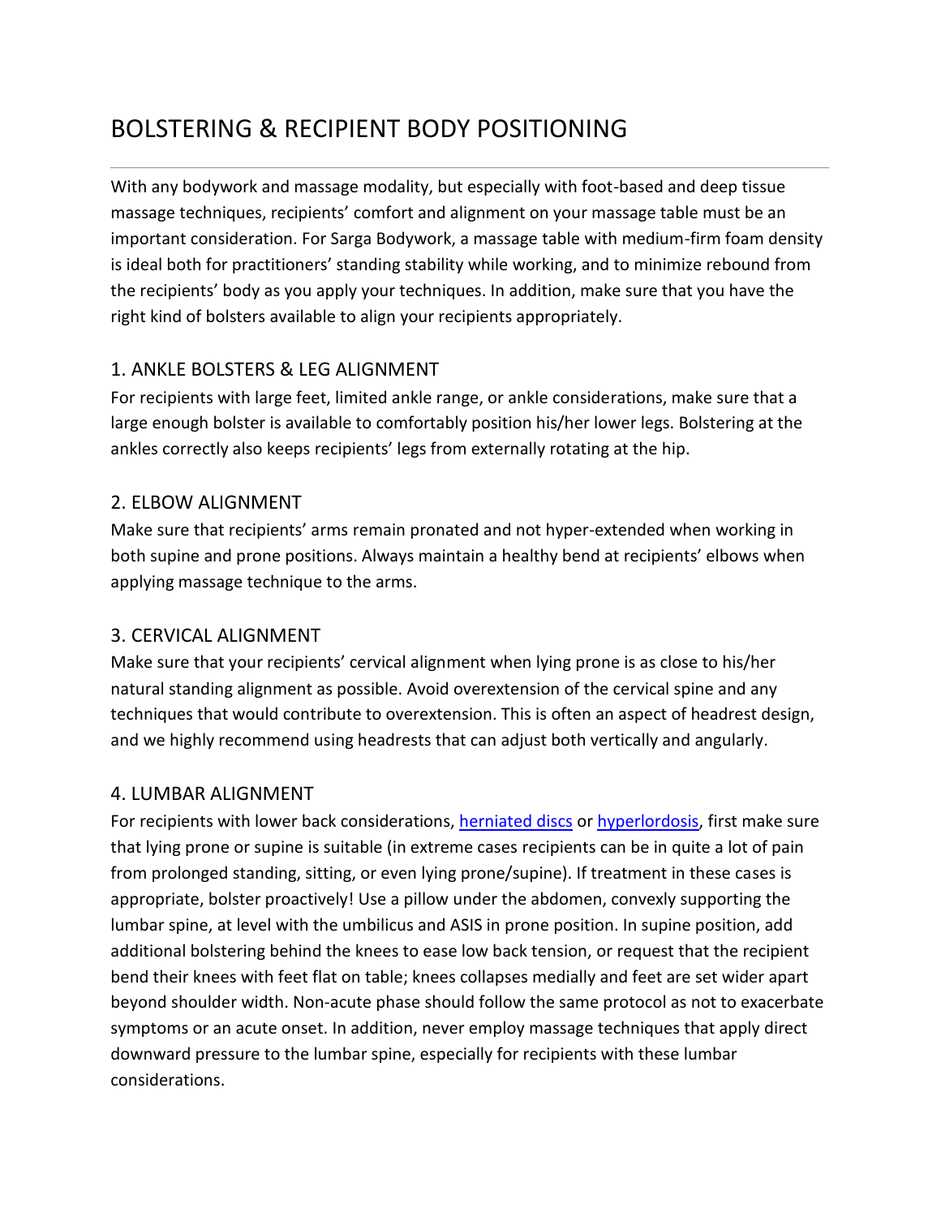# BOLSTERING & RECIPIENT BODY POSITIONING

With any bodywork and massage modality, but especially with foot-based and deep tissue massage techniques, recipients' comfort and alignment on your massage table must be an important consideration. For Sarga Bodywork, a massage table with medium-firm foam density is ideal both for practitioners' standing stability while working, and to minimize rebound from the recipients' body as you apply your techniques. In addition, make sure that you have the right kind of bolsters available to align your recipients appropriately.

## 1. ANKLE BOLSTERS & LEG ALIGNMENT

For recipients with large feet, limited ankle range, or ankle considerations, make sure that a large enough bolster is available to comfortably position his/her lower legs. Bolstering at the ankles correctly also keeps recipients' legs from externally rotating at the hip.

## 2. ELBOW ALIGNMENT

Make sure that recipients' arms remain pronated and not hyper-extended when working in both supine and prone positions. Always maintain a healthy bend at recipients' elbows when applying massage technique to the arms.

## 3. CERVICAL ALIGNMENT

Make sure that your recipients' cervical alignment when lying prone is as close to his/her natural standing alignment as possible. Avoid overextension of the cervical spine and any techniques that would contribute to overextension. This is often an aspect of headrest design, and we highly recommend using headrests that can adjust both vertically and angularly.

## 4. LUMBAR ALIGNMENT

For recipients with lower back considerations, herniated discs or hyperlordosis, first make sure that lying prone or supine is suitable (in extreme cases recipients can be in quite a lot of pain from prolonged standing, sitting, or even lying prone/supine). If treatment in these cases is appropriate, bolster proactively! Use a pillow under the abdomen, convexly supporting the lumbar spine, at level with the umbilicus and ASIS in prone position. In supine position, add additional bolstering behind the knees to ease low back tension, or request that the recipient bend their knees with feet flat on table; knees collapses medially and feet are set wider apart beyond shoulder width. Non-acute phase should follow the same protocol as not to exacerbate symptoms or an acute onset. In addition, never employ massage techniques that apply direct downward pressure to the lumbar spine, especially for recipients with these lumbar considerations.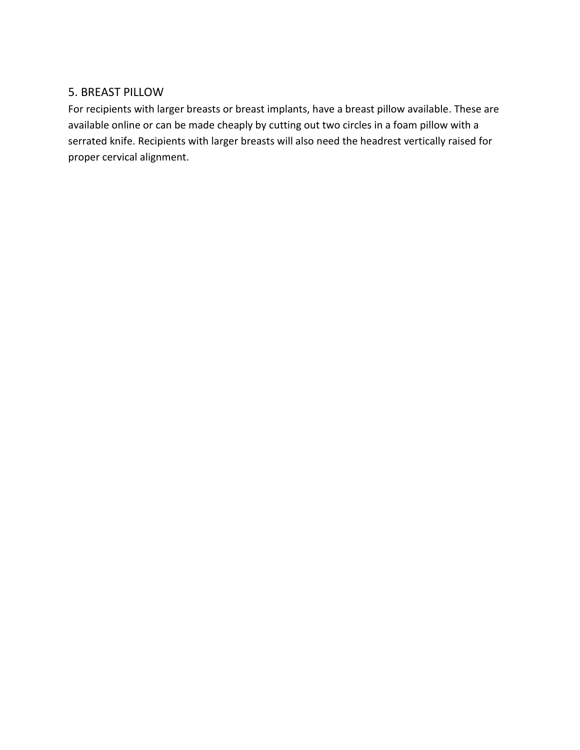## 5. BREAST PILLOW

For recipients with larger breasts or breast implants, have a breast pillow available. These are available online or can be made cheaply by cutting out two circles in a foam pillow with a serrated knife. Recipients with larger breasts will also need the headrest vertically raised for proper cervical alignment.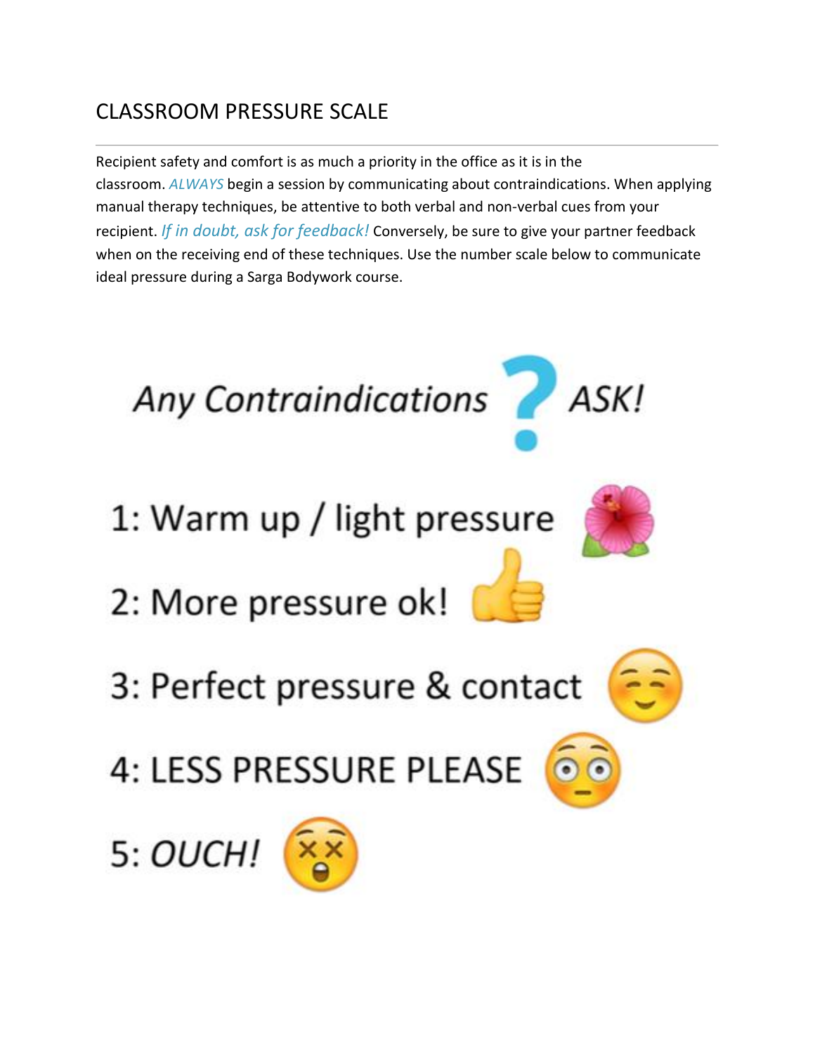## CLASSROOM PRESSURE SCALE

---

Recipient safety and comfort is as much a priority in the office as it is in the classroom. *ALWAYS* begin a session by communicating about contraindications. When applying manual therapy techniques, be attentive to both verbal and non-verbal cues from your recipient. *If in doubt, ask for feedback!* Conversely, be sure to give your partner feedback when on the receiving end of these techniques. Use the number scale below to communicate ideal pressure during a Sarga Bodywork course.

*Any Contraindications* ? *ASK!*

1: Warm up / light pressure 🌺

2: More pressure ok! 👍

3: Perfect pressure & contact ☺️

4: LESS PRESSURE PLEASE 😳

5: *OUCH!* 😵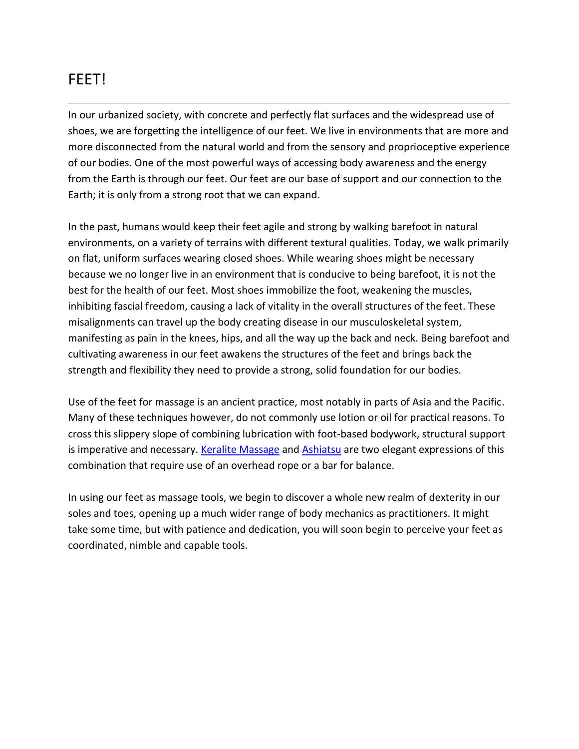# FEET!

In our urbanized society, with concrete and perfectly flat surfaces and the widespread use of shoes, we are forgetting the intelligence of our feet. We live in environments that are more and more disconnected from the natural world and from the sensory and proprioceptive experience of our bodies. One of the most powerful ways of accessing body awareness and the energy from the Earth is through our feet. Our feet are our base of support and our connection to the Earth; it is only from a strong root that we can expand.

In the past, humans would keep their feet agile and strong by walking barefoot in natural environments, on a variety of terrains with different textural qualities. Today, we walk primarily on flat, uniform surfaces wearing closed shoes. While wearing shoes might be necessary because we no longer live in an environment that is conducive to being barefoot, it is not the best for the health of our feet. Most shoes immobilize the foot, weakening the muscles, inhibiting fascial freedom, causing a lack of vitality in the overall structures of the feet. These misalignments can travel up the body creating disease in our musculoskeletal system, manifesting as pain in the knees, hips, and all the way up the back and neck. Being barefoot and cultivating awareness in our feet awakens the structures of the feet and brings back the strength and flexibility they need to provide a strong, solid foundation for our bodies.

Use of the feet for massage is an ancient practice, most notably in parts of Asia and the Pacific. Many of these techniques however, do not commonly use lotion or oil for practical reasons. To cross this slippery slope of combining lubrication with foot-based bodywork, structural support is imperative and necessary. Keralite Massage and Ashiatsu are two elegant expressions of this combination that require use of an overhead rope or a bar for balance.

In using our feet as massage tools, we begin to discover a whole new realm of dexterity in our soles and toes, opening up a much wider range of body mechanics as practitioners. It might take some time, but with patience and dedication, you will soon begin to perceive your feet as coordinated, nimble and capable tools.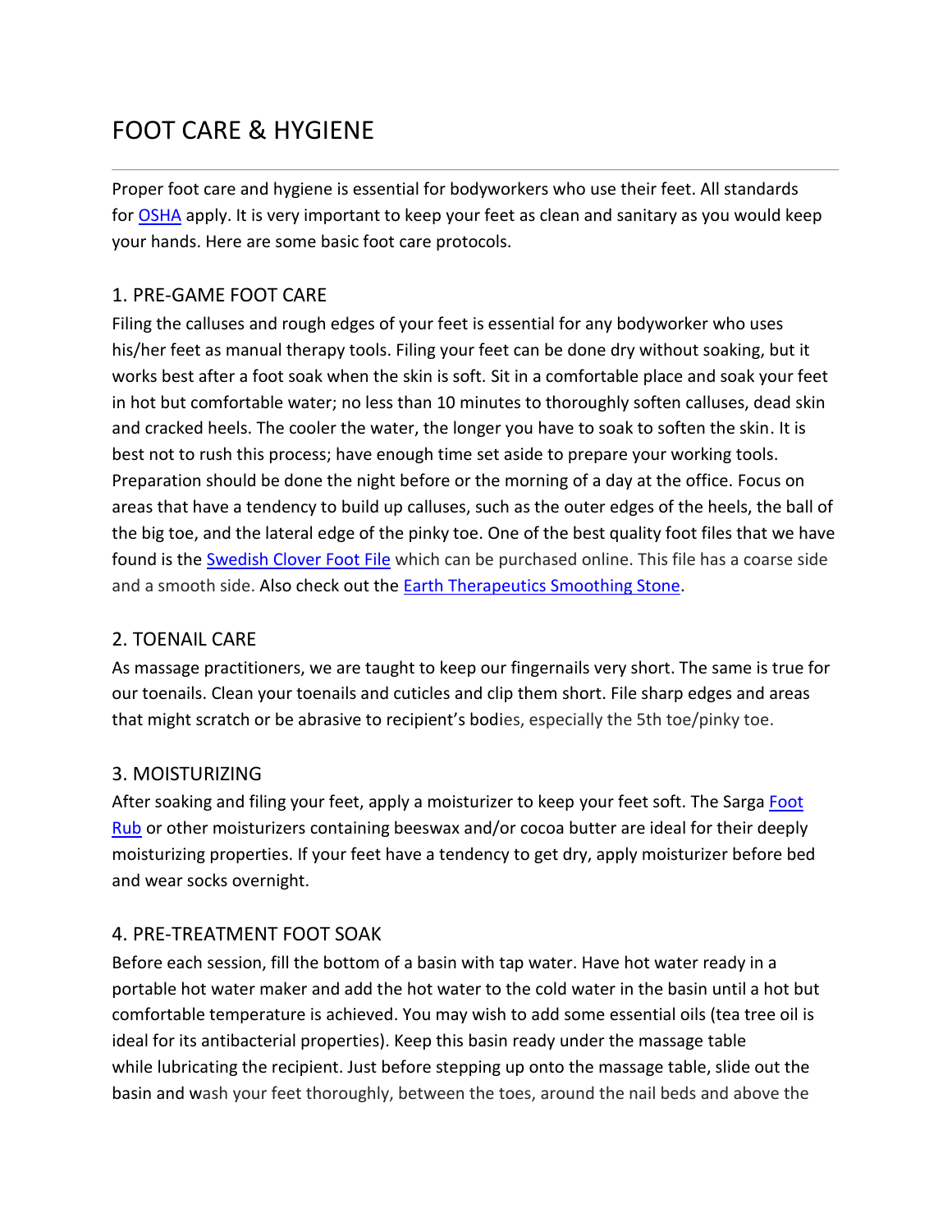# FOOT CARE & HYGIENE

Proper foot care and hygiene is essential for bodyworkers who use their feet. All standards for OSHA apply. It is very important to keep your feet as clean and sanitary as you would keep your hands. Here are some basic foot care protocols.

## 1. PRE-GAME FOOT CARE

Filing the calluses and rough edges of your feet is essential for any bodyworker who uses his/her feet as manual therapy tools. Filing your feet can be done dry without soaking, but it works best after a foot soak when the skin is soft. Sit in a comfortable place and soak your feet in hot but comfortable water; no less than 10 minutes to thoroughly soften calluses, dead skin and cracked heels. The cooler the water, the longer you have to soak to soften the skin. It is best not to rush this process; have enough time set aside to prepare your working tools. Preparation should be done the night before or the morning of a day at the office. Focus on areas that have a tendency to build up calluses, such as the outer edges of the heels, the ball of the big toe, and the lateral edge of the pinky toe. One of the best quality foot files that we have found is the Swedish Clover Foot File which can be purchased online. This file has a coarse side and a smooth side. Also check out the Earth Therapeutics Smoothing Stone.

## 2. TOENAIL CARE

As massage practitioners, we are taught to keep our fingernails very short. The same is true for our toenails. Clean your toenails and cuticles and clip them short. File sharp edges and areas that might scratch or be abrasive to recipient's bodies, especially the 5th toe/pinky toe.

## 3. MOISTURIZING

After soaking and filing your feet, apply a moisturizer to keep your feet soft. The Sarga Foot Rub or other moisturizers containing beeswax and/or cocoa butter are ideal for their deeply moisturizing properties. If your feet have a tendency to get dry, apply moisturizer before bed and wear socks overnight.

## 4. PRE-TREATMENT FOOT SOAK

Before each session, fill the bottom of a basin with tap water. Have hot water ready in a portable hot water maker and add the hot water to the cold water in the basin until a hot but comfortable temperature is achieved. You may wish to add some essential oils (tea tree oil is ideal for its antibacterial properties). Keep this basin ready under the massage table while lubricating the recipient. Just before stepping up onto the massage table, slide out the basin and wash your feet thoroughly, between the toes, around the nail beds and above the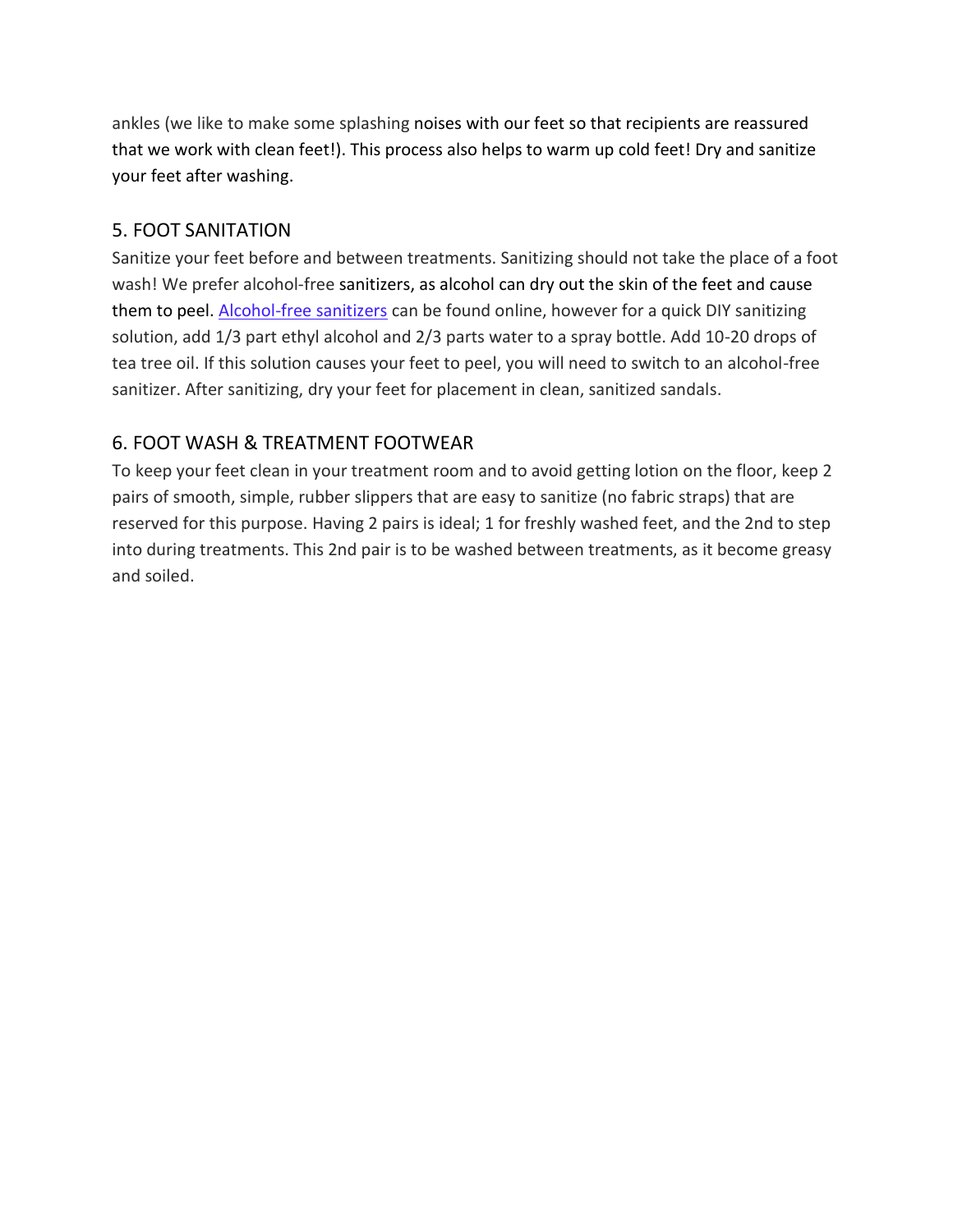ankles (we like to make some splashing noises with our feet so that recipients are reassured that we work with clean feet!). This process also helps to warm up cold feet! Dry and sanitize your feet after washing.

## 5. FOOT SANITATION

Sanitize your feet before and between treatments. Sanitizing should not take the place of a foot wash! We prefer alcohol-free sanitizers, as alcohol can dry out the skin of the feet and cause them to peel. [Alcohol-free sanitizers] can be found online, however for a quick DIY sanitizing solution, add 1/3 part ethyl alcohol and 2/3 parts water to a spray bottle. Add 10-20 drops of tea tree oil. If this solution causes your feet to peel, you will need to switch to an alcohol-free sanitizer. After sanitizing, dry your feet for placement in clean, sanitized sandals.

## 6. FOOT WASH & TREATMENT FOOTWEAR

To keep your feet clean in your treatment room and to avoid getting lotion on the floor, keep 2 pairs of smooth, simple, rubber slippers that are easy to sanitize (no fabric straps) that are reserved for this purpose. Having 2 pairs is ideal; 1 for freshly washed feet, and the 2nd to step into during treatments. This 2nd pair is to be washed between treatments, as it become greasy and soiled.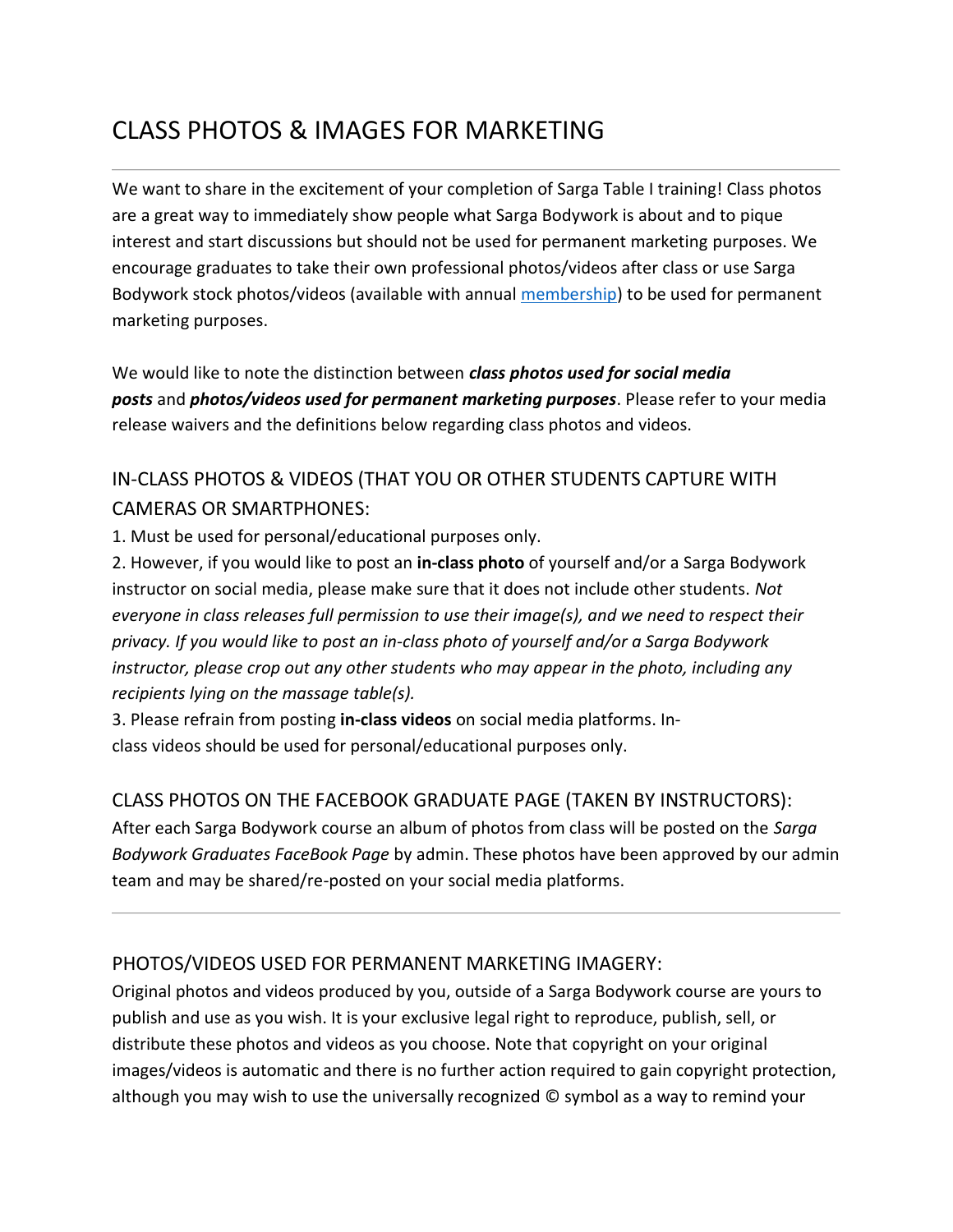# CLASS PHOTOS & IMAGES FOR MARKETING

---

We want to share in the excitement of your completion of Sarga Table I training! Class photos are a great way to immediately show people what Sarga Bodywork is about and to pique interest and start discussions but should not be used for permanent marketing purposes. We encourage graduates to take their own professional photos/videos after class or use Sarga Bodywork stock photos/videos (available with annual membership) to be used for permanent marketing purposes.

We would like to note the distinction between ***class photos used for social media posts*** and ***photos/videos used for permanent marketing purposes***. Please refer to your media release waivers and the definitions below regarding class photos and videos.

## IN-CLASS PHOTOS & VIDEOS (THAT YOU OR OTHER STUDENTS CAPTURE WITH CAMERAS OR SMARTPHONES:

1. Must be used for personal/educational purposes only.
2. However, if you would like to post an **in-class photo** of yourself and/or a Sarga Bodywork instructor on social media, please make sure that it does not include other students. *Not everyone in class releases full permission to use their image(s), and we need to respect their privacy. If you would like to post an in-class photo of yourself and/or a Sarga Bodywork instructor, please crop out any other students who may appear in the photo, including any recipients lying on the massage table(s).*
3. Please refrain from posting **in-class videos** on social media platforms. In-class videos should be used for personal/educational purposes only.

## CLASS PHOTOS ON THE FACEBOOK GRADUATE PAGE (TAKEN BY INSTRUCTORS):

After each Sarga Bodywork course an album of photos from class will be posted on the *Sarga Bodywork Graduates FaceBook Page* by admin. These photos have been approved by our admin team and may be shared/re-posted on your social media platforms.

---

## PHOTOS/VIDEOS USED FOR PERMANENT MARKETING IMAGERY:

Original photos and videos produced by you, outside of a Sarga Bodywork course are yours to publish and use as you wish. It is your exclusive legal right to reproduce, publish, sell, or distribute these photos and videos as you choose. Note that copyright on your original images/videos is automatic and there is no further action required to gain copyright protection, although you may wish to use the universally recognized © symbol as a way to remind your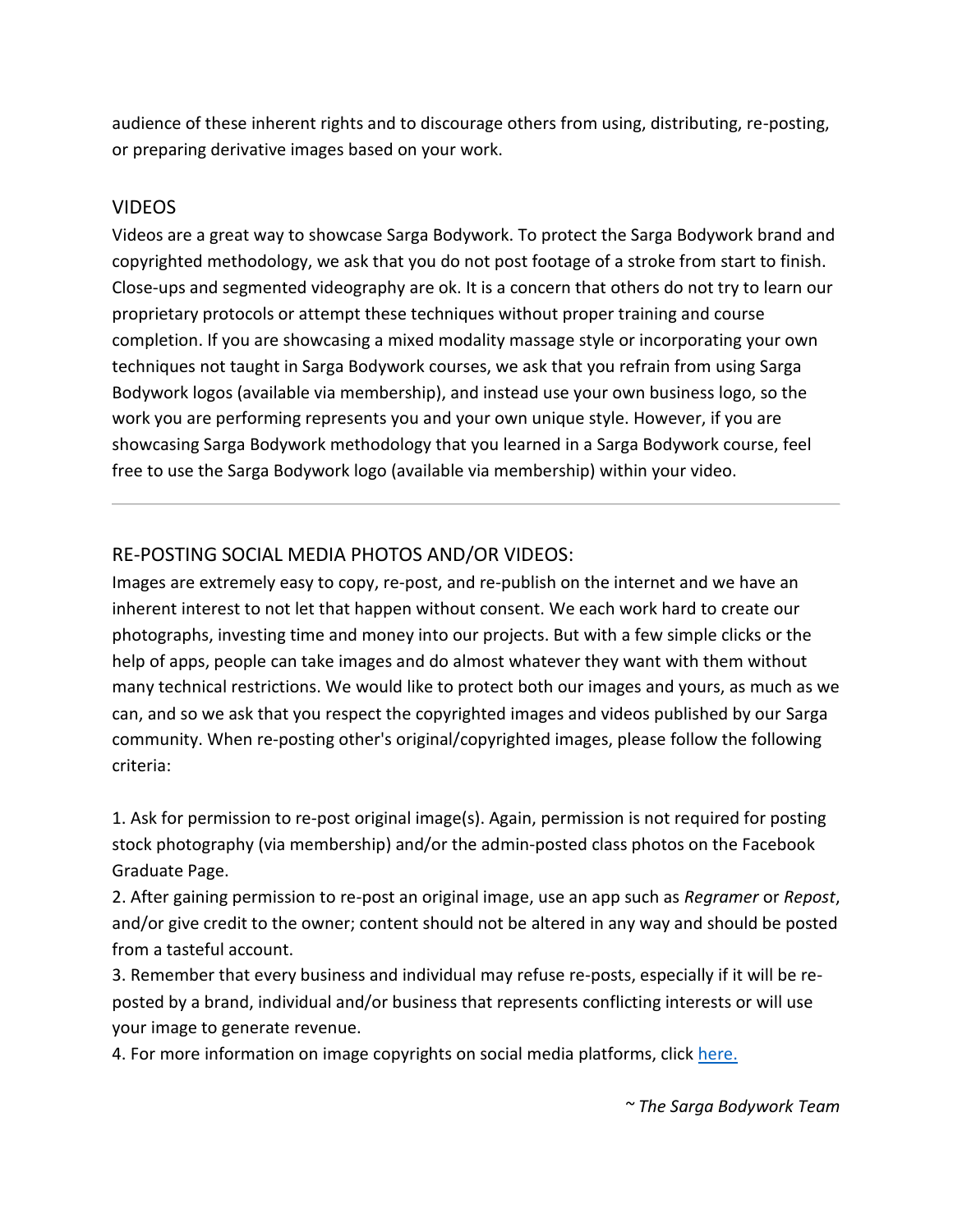audience of these inherent rights and to discourage others from using, distributing, re-posting, or preparing derivative images based on your work.

## VIDEOS

Videos are a great way to showcase Sarga Bodywork. To protect the Sarga Bodywork brand and copyrighted methodology, we ask that you do not post footage of a stroke from start to finish. Close-ups and segmented videography are ok. It is a concern that others do not try to learn our proprietary protocols or attempt these techniques without proper training and course completion. If you are showcasing a mixed modality massage style or incorporating your own techniques not taught in Sarga Bodywork courses, we ask that you refrain from using Sarga Bodywork logos (available via membership), and instead use your own business logo, so the work you are performing represents you and your own unique style. However, if you are showcasing Sarga Bodywork methodology that you learned in a Sarga Bodywork course, feel free to use the Sarga Bodywork logo (available via membership) within your video.

---

## RE-POSTING SOCIAL MEDIA PHOTOS AND/OR VIDEOS:

Images are extremely easy to copy, re-post, and re-publish on the internet and we have an inherent interest to not let that happen without consent. We each work hard to create our photographs, investing time and money into our projects. But with a few simple clicks or the help of apps, people can take images and do almost whatever they want with them without many technical restrictions. We would like to protect both our images and yours, as much as we can, and so we ask that you respect the copyrighted images and videos published by our Sarga community. When re-posting other's original/copyrighted images, please follow the following criteria:

1. Ask for permission to re-post original image(s). Again, permission is not required for posting stock photography (via membership) and/or the admin-posted class photos on the Facebook Graduate Page.
2. After gaining permission to re-post an original image, use an app such as *Regramer* or *Repost*, and/or give credit to the owner; content should not be altered in any way and should be posted from a tasteful account.
3. Remember that every business and individual may refuse re-posts, especially if it will be re-posted by a brand, individual and/or business that represents conflicting interests or will use your image to generate revenue.
4. For more information on image copyrights on social media platforms, click here.

*~ The Sarga Bodywork Team*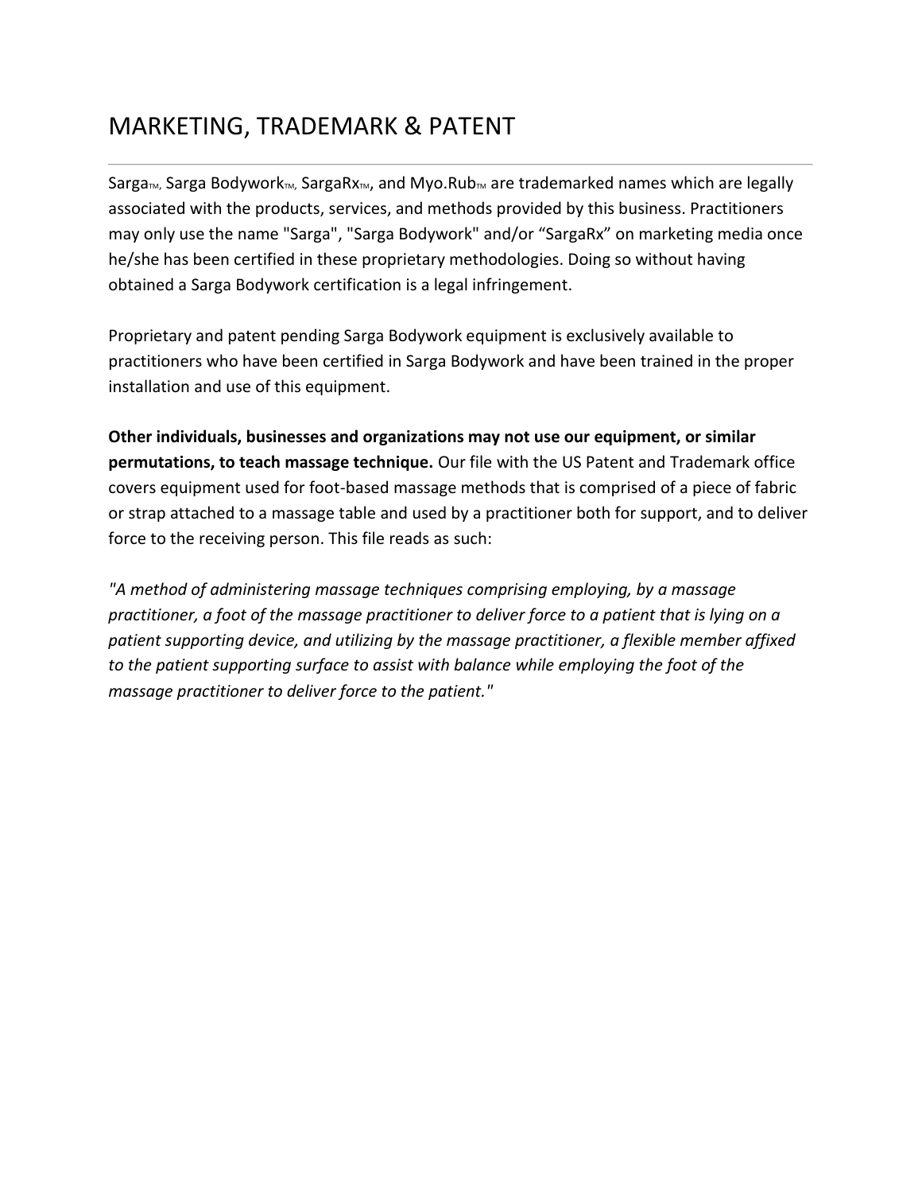# MARKETING, TRADEMARK & PATENT

Sarga™, Sarga Bodywork™, SargaRx™, and Myo.Rub™ are trademarked names which are legally associated with the products, services, and methods provided by this business. Practitioners may only use the name "Sarga", "Sarga Bodywork" and/or “SargaRx” on marketing media once he/she has been certified in these proprietary methodologies. Doing so without having obtained a Sarga Bodywork certification is a legal infringement.

Proprietary and patent pending Sarga Bodywork equipment is exclusively available to practitioners who have been certified in Sarga Bodywork and have been trained in the proper installation and use of this equipment.

**Other individuals, businesses and organizations may not use our equipment, or similar permutations, to teach massage technique.** Our file with the US Patent and Trademark office covers equipment used for foot-based massage methods that is comprised of a piece of fabric or strap attached to a massage table and used by a practitioner both for support, and to deliver force to the receiving person. This file reads as such:

*"A method of administering massage techniques comprising employing, by a massage practitioner, a foot of the massage practitioner to deliver force to a patient that is lying on a patient supporting device, and utilizing by the massage practitioner, a flexible member affixed to the patient supporting surface to assist with balance while employing the foot of the massage practitioner to deliver force to the patient."*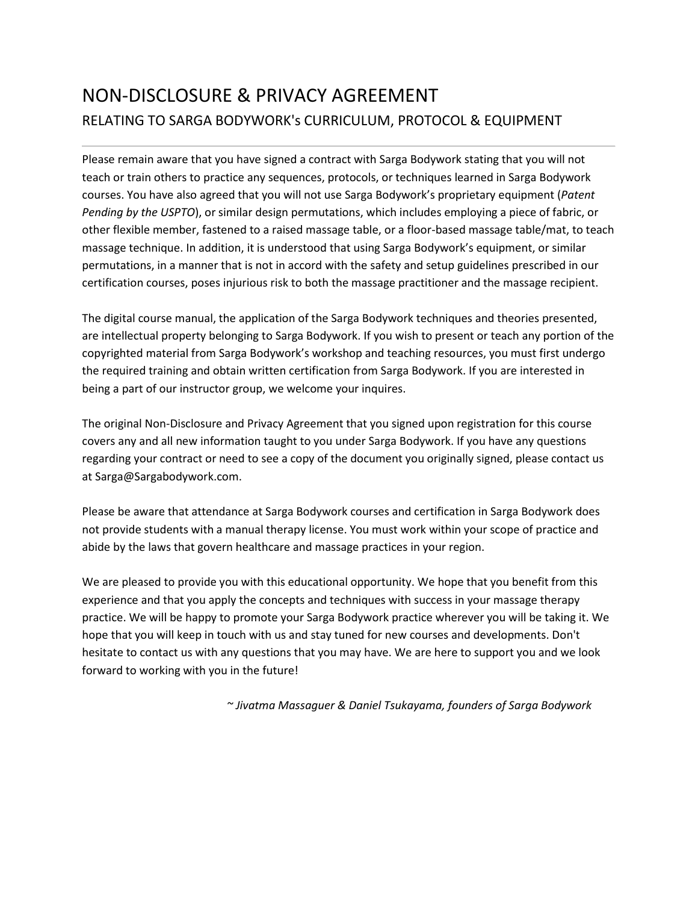# NON-DISCLOSURE & PRIVACY AGREEMENT

## RELATING TO SARGA BODYWORK's CURRICULUM, PROTOCOL & EQUIPMENT

---

Please remain aware that you have signed a contract with Sarga Bodywork stating that you will not teach or train others to practice any sequences, protocols, or techniques learned in Sarga Bodywork courses. You have also agreed that you will not use Sarga Bodywork's proprietary equipment (*Patent Pending by the USPTO*), or similar design permutations, which includes employing a piece of fabric, or other flexible member, fastened to a raised massage table, or a floor-based massage table/mat, to teach massage technique. In addition, it is understood that using Sarga Bodywork's equipment, or similar permutations, in a manner that is not in accord with the safety and setup guidelines prescribed in our certification courses, poses injurious risk to both the massage practitioner and the massage recipient.

The digital course manual, the application of the Sarga Bodywork techniques and theories presented, are intellectual property belonging to Sarga Bodywork. If you wish to present or teach any portion of the copyrighted material from Sarga Bodywork's workshop and teaching resources, you must first undergo the required training and obtain written certification from Sarga Bodywork. If you are interested in being a part of our instructor group, we welcome your inquires.

The original Non-Disclosure and Privacy Agreement that you signed upon registration for this course covers any and all new information taught to you under Sarga Bodywork. If you have any questions regarding your contract or need to see a copy of the document you originally signed, please contact us at Sarga@Sargabodywork.com.

Please be aware that attendance at Sarga Bodywork courses and certification in Sarga Bodywork does not provide students with a manual therapy license. You must work within your scope of practice and abide by the laws that govern healthcare and massage practices in your region.

We are pleased to provide you with this educational opportunity. We hope that you benefit from this experience and that you apply the concepts and techniques with success in your massage therapy practice. We will be happy to promote your Sarga Bodywork practice wherever you will be taking it. We hope that you will keep in touch with us and stay tuned for new courses and developments. Don't hesitate to contact us with any questions that you may have. We are here to support you and we look forward to working with you in the future!

*~ Jivatma Massaguer & Daniel Tsukayama, founders of Sarga Bodywork*